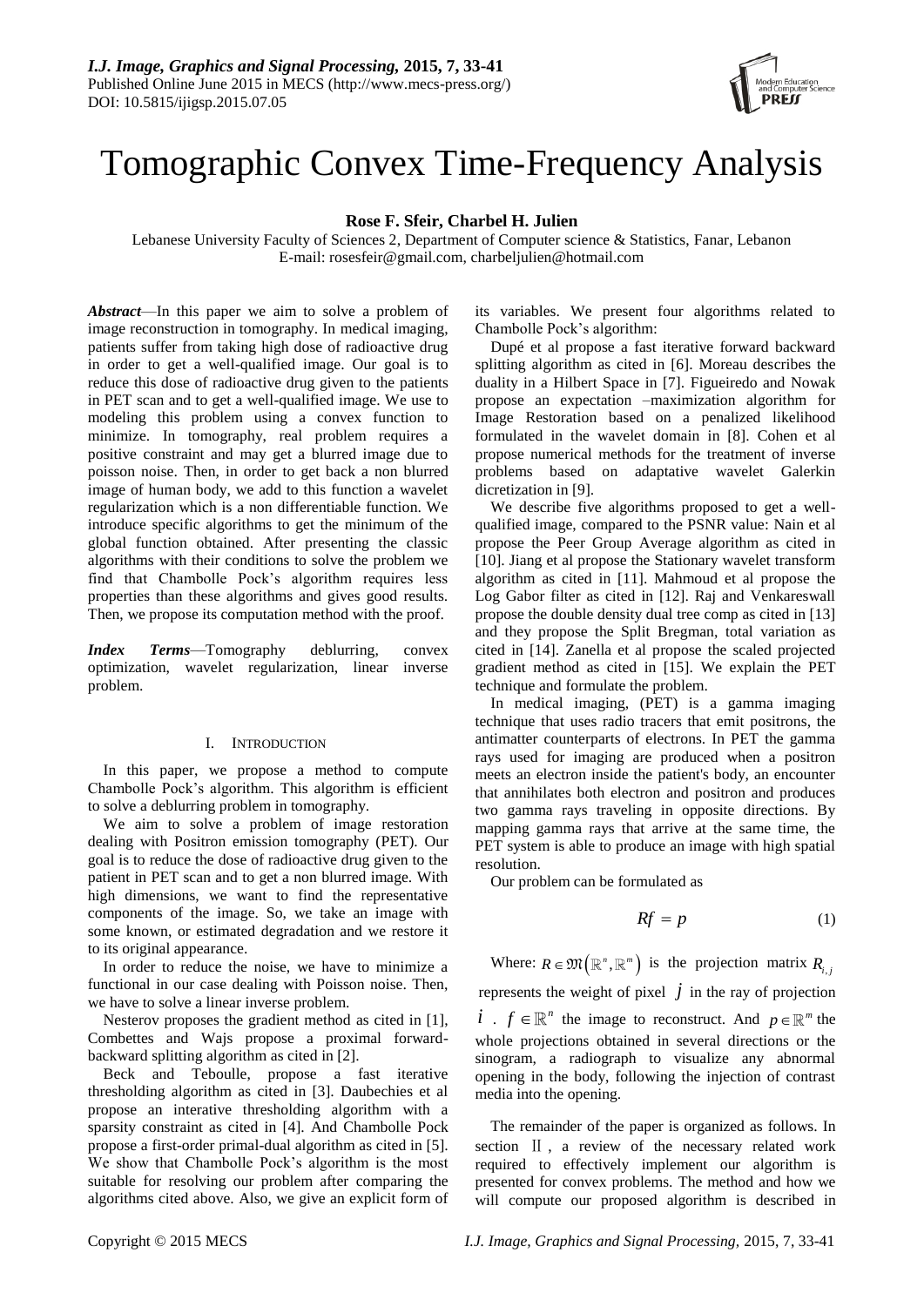# Tomographic Convex Time-Frequency Analysis

**Rose F. Sfeir, Charbel H. Julien**

Lebanese University Faculty of Sciences 2, Department of Computer science & Statistics, Fanar, Lebanon
E-mail: rosesfeir@gmail.com, charbeljulien@hotmail.com

***Abstract***—In this paper we aim to solve a problem of image reconstruction in tomography. In medical imaging, patients suffer from taking high dose of radioactive drug in order to get a well-qualified image. Our goal is to reduce this dose of radioactive drug given to the patients in PET scan and to get a well-qualified image. We use to modeling this problem using a convex function to minimize. In tomography, real problem requires a positive constraint and may get a blurred image due to poisson noise. Then, in order to get back a non blurred image of human body, we add to this function a wavelet regularization which is a non differentiable function. We introduce specific algorithms to get the minimum of the global function obtained. After presenting the classic algorithms with their conditions to solve the problem we find that Chambolle Pock's algorithm requires less properties than these algorithms and gives good results. Then, we propose its computation method with the proof.

***Index Terms***—Tomography deblurring, convex optimization, wavelet regularization, linear inverse problem.

## I. INTRODUCTION

In this paper, we propose a method to compute Chambolle Pock's algorithm. This algorithm is efficient to solve a deblurring problem in tomography.

We aim to solve a problem of image restoration dealing with Positron emission tomography (PET). Our goal is to reduce the dose of radioactive drug given to the patient in PET scan and to get a non blurred image. With high dimensions, we want to find the representative components of the image. So, we take an image with some known, or estimated degradation and we restore it to its original appearance.

In order to reduce the noise, we have to minimize a functional in our case dealing with Poisson noise. Then, we have to solve a linear inverse problem.

Nesterov proposes the gradient method as cited in [1], Combettes and Wajs propose a proximal forward-backward splitting algorithm as cited in [2].

Beck and Teboulle, propose a fast iterative thresholding algorithm as cited in [3]. Daubechies et al propose an interative thresholding algorithm with a sparsity constraint as cited in [4]. And Chambolle Pock propose a first-order primal-dual algorithm as cited in [5]. We show that Chambolle Pock's algorithm is the most suitable for resolving our problem after comparing the algorithms cited above. Also, we give an explicit form of its variables. We present four algorithms related to Chambolle Pock's algorithm:

Dupé et al propose a fast iterative forward backward splitting algorithm as cited in [6]. Moreau describes the duality in a Hilbert Space in [7]. Figueiredo and Nowak propose an expectation –maximization algorithm for Image Restoration based on a penalized likelihood formulated in the wavelet domain in [8]. Cohen et al propose numerical methods for the treatment of inverse problems based on adaptative wavelet Galerkin dicretization in [9].

We describe five algorithms proposed to get a well-qualified image, compared to the PSNR value: Nain et al propose the Peer Group Average algorithm as cited in [10]. Jiang et al propose the Stationary wavelet transform algorithm as cited in [11]. Mahmoud et al propose the Log Gabor filter as cited in [12]. Raj and Venkareswall propose the double density dual tree comp as cited in [13] and they propose the Split Bregman, total variation as cited in [14]. Zanella et al propose the scaled projected gradient method as cited in [15]. We explain the PET technique and formulate the problem.

In medical imaging, (PET) is a gamma imaging technique that uses radio tracers that emit positrons, the antimatter counterparts of electrons. In PET the gamma rays used for imaging are produced when a positron meets an electron inside the patient's body, an encounter that annihilates both electron and positron and produces two gamma rays traveling in opposite directions. By mapping gamma rays that arrive at the same time, the PET system is able to produce an image with high spatial resolution.

Our problem can be formulated as

$$Rf = p \tag{1}$$

Where: $R \in \mathfrak{M}\left(\mathbb{R}^n, \mathbb{R}^m\right)$ is the projection matrix $R_{i,j}$ represents the weight of pixel $j$ in the ray of projection $i$ . $f \in \mathbb{R}^n$ the image to reconstruct. And $p \in \mathbb{R}^m$ the whole projections obtained in several directions or the sinogram, a radiograph to visualize any abnormal opening in the body, following the injection of contrast media into the opening.

The remainder of the paper is organized as follows. In section II, a review of the necessary related work required to effectively implement our algorithm is presented for convex problems. The method and how we will compute our proposed algorithm is described in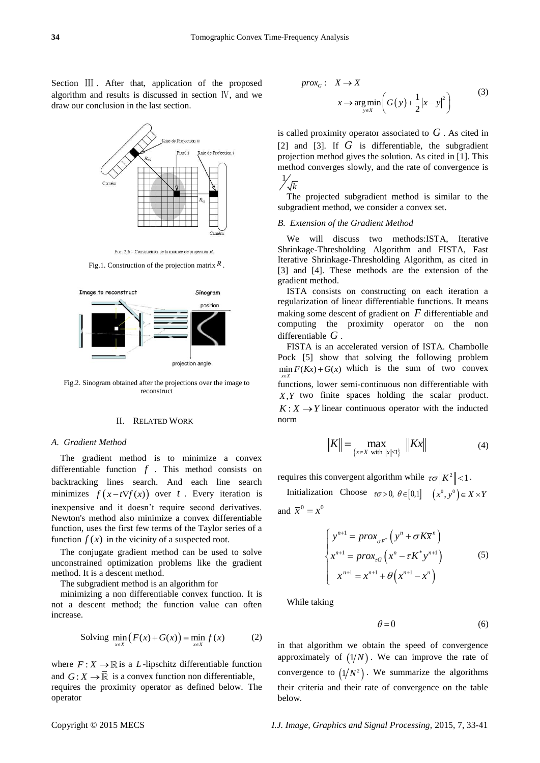Section Ⅲ. After that, application of the proposed algorithm and results is discussed in section Ⅳ, and we draw our conclusion in the last section.

Fig.1. Construction of the projection matrix $R$.

Fig.2. Sinogram obtained after the projections over the image to reconstruct

## II. RELATED WORK

### A. Gradient Method

The gradient method is to minimize a convex differentiable function $f$. This method consists on backtracking lines search. And each line search minimizes $f\left(x - t\nabla f(x)\right)$ over $t$. Every iteration is inexpensive and it doesn't require second derivatives. Newton's method also minimize a convex differentiable function, uses the first few terms of the Taylor series of a function $f(x)$ in the vicinity of a suspected root.

The conjugate gradient method can be used to solve unconstrained optimization problems like the gradient method. It is a descent method.

The subgradient method is an algorithm for

minimizing a non differentiable convex function. It is not a descent method; the function value can often increase.

$$\text{Solving } \min_{x\in X}\left(F(x)+G(x)\right) = \min_{x\in X} f(x) \tag{2}$$

where $F : X \rightarrow \mathbb{R}$ is a $L$-lipschitz differentiable function and $G : X \rightarrow \overline{\mathbb{R}}$ is a convex function non differentiable, requires the proximity operator as defined below. The operator

$$prox_G : \quad X \rightarrow X$$
$$x \rightarrow \arg\min_{y\in X}\left(G(y) + \frac{1}{2}|x-y|^2\right) \tag{3}$$

is called proximity operator associated to $G$. As cited in [2] and [3]. If $G$ is differentiable, the subgradient projection method gives the solution. As cited in [1]. This method converges slowly, and the rate of convergence is $1/\sqrt{k}$

The projected subgradient method is similar to the subgradient method, we consider a convex set.

### B. Extension of the Gradient Method

We will discuss two methods:ISTA, Iterative Shrinkage-Thresholding Algorithm and FISTA, Fast Iterative Shrinkage-Thresholding Algorithm, as cited in [3] and [4]. These methods are the extension of the gradient method.

ISTA consists on constructing on each iteration a regularization of linear differentiable functions. It means making some descent of gradient on $F$ differentiable and computing the proximity operator on the non differentiable $G$.

FISTA is an accelerated version of ISTA. Chambolle Pock [5] show that solving the following problem $\min_{x\in X} F(Kx) + G(x)$ which is the sum of two convex functions, lower semi-continuous non differentiable with $X, Y$ two finite spaces holding the scalar product. $K : X \rightarrow Y$ linear continuous operator with the inducted norm

$$\|K\| = \max_{\{x\in X \text{ with } \|x\|\leq 1\}} \|Kx\| \tag{4}$$

requires this convergent algorithm while $\tau\sigma\|K^2\| < 1$.

Initialization Choose $\tau\sigma > 0,\ \theta \in [0,1] \quad (x^0, y^0) \in X \times Y$ and $\overline{x}^0 = x^0$

$$\begin{cases} y^{n+1} = prox_{\sigma F^*}\left(y^n + \sigma K\overline{x}^n\right) \\ x^{n+1} = prox_{\tau G}\left(x^n - \tau K^* y^{n+1}\right) \\ \overline{x}^{n+1} = x^{n+1} + \theta\left(x^{n+1} - x^n\right) \end{cases} \tag{5}$$

While taking

$$\theta = 0 \tag{6}$$

in that algorithm we obtain the speed of convergence approximately of $\left(1/N\right)$. We can improve the rate of convergence to $\left(1/N^2\right)$. We summarize the algorithms their criteria and their rate of convergence on the table below.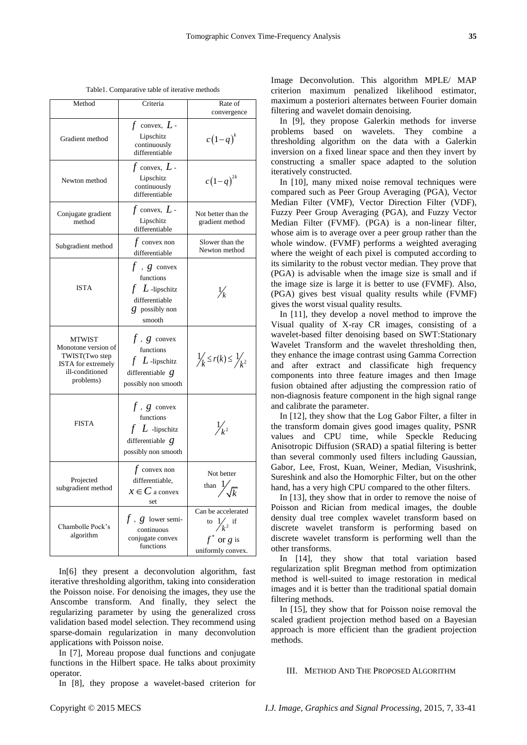Table1. Comparative table of iterative methods

| Method | Criteria | Rate of convergence |
|---|---|---|
| Gradient method | $f$ convex, $L$-Lipschitz continuously differentiable | $c(1-q)^k$ |
| Newton method | $f$ convex, $L$-Lipschitz continuously differentiable | $c(1-q)^{2k}$ |
| Conjugate gradient method | $f$ convex, $L$-Lipschitz differentiable | Not better than the gradient method |
| Subgradient method | $f$ convex non differentiable | Slower than the Newton method |
| ISTA | $f$, $g$ convex functions $f$ $L$-lipschitz differentiable $g$ possibly non smooth | $1/k$ |
| MTWIST Monotone version of TWIST(Two step ISTA for extremely ill-conditioned problems) | $f$, $g$ convex functions $f$ $L$-lipschitz differentiable $g$ possibly non smooth | $1/k \le r(k) \le 1/k^2$ |
| FISTA | $f$, $g$ convex functions $f$ $L$-lipschitz differentiable $g$ possibly non smooth | $1/k^2$ |
| Projected subgradient method | $f$ convex non differentiable, $x \in C$ a convex set | Not better than $1/\sqrt{k}$ |
| Chambolle Pock's algorithm | $f$, $g$ lower semi-continuous conjugate convex functions | Can be accelerated to $1/k^2$ if $f^*$ or $g$ is uniformly convex. |

In[6] they present a deconvolution algorithm, fast iterative thresholding algorithm, taking into consideration the Poisson noise. For denoising the images, they use the Anscombe transform. And finally, they select the regularizing parameter by using the generalized cross validation based model selection. They recommend using sparse-domain regularization in many deconvolution applications with Poisson noise.

In [7], Moreau propose dual functions and conjugate functions in the Hilbert space. He talks about proximity operator.

In [8], they propose a wavelet-based criterion for Image Deconvolution. This algorithm MPLE/ MAP criterion maximum penalized likelihood estimator, maximum a posteriori alternates between Fourier domain filtering and wavelet domain denoising.

In [9], they propose Galerkin methods for inverse problems based on wavelets. They combine a thresholding algorithm on the data with a Galerkin inversion on a fixed linear space and then they invert by constructing a smaller space adapted to the solution iteratively constructed.

In [10], many mixed noise removal techniques were compared such as Peer Group Averaging (PGA), Vector Median Filter (VMF), Vector Direction Filter (VDF), Fuzzy Peer Group Averaging (PGA), and Fuzzy Vector Median Filter (FVMF). (PGA) is a non-linear filter, whose aim is to average over a peer group rather than the whole window. (FVMF) performs a weighted averaging where the weight of each pixel is computed according to its similarity to the robust vector median. They prove that (PGA) is advisable when the image size is small and if the image size is large it is better to use (FVMF). Also, (PGA) gives best visual quality results while (FVMF) gives the worst visual quality results.

In [11], they develop a novel method to improve the Visual quality of X-ray CR images, consisting of a wavelet-based filter denoising based on SWT:Stationary Wavelet Transform and the wavelet thresholding then, they enhance the image contrast using Gamma Correction and after extract and classificate high frequency components into three feature images and then Image fusion obtained after adjusting the compression ratio of non-diagnosis feature component in the high signal range and calibrate the parameter.

In [12], they show that the Log Gabor Filter, a filter in the transform domain gives good images quality, PSNR values and CPU time, while Speckle Reducing Anisotropic Diffusion (SRAD) a spatial filtering is better than several commonly used filters including Gaussian, Gabor, Lee, Frost, Kuan, Weiner, Median, Visushrink, Sureshink and also the Homorphic Filter, but on the other hand, has a very high CPU compared to the other filters.

In [13], they show that in order to remove the noise of Poisson and Rician from medical images, the double density dual tree complex wavelet transform based on discrete wavelet transform is performing based on discrete wavelet transform is performing well than the other transforms.

In [14], they show that total variation based regularization split Bregman method from optimization method is well-suited to image restoration in medical images and it is better than the traditional spatial domain filtering methods.

In [15], they show that for Poisson noise removal the scaled gradient projection method based on a Bayesian approach is more efficient than the gradient projection methods.

## III. Method And The Proposed Algorithm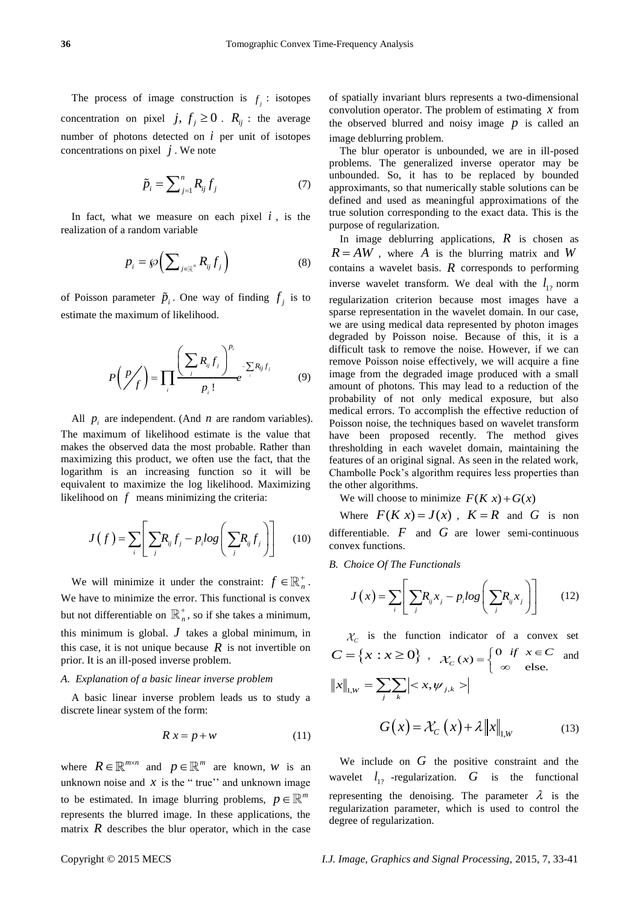The process of image construction is $f_j$ : isotopes concentration on pixel $j$, $f_j \geq 0$ . $R_{ij}$ : the average number of photons detected on $i$ per unit of isotopes concentrations on pixel $j$ . We note

$$\tilde{p}_i = \sum_{j=1}^{n} R_{ij} f_j \tag{7}$$

In fact, what we measure on each pixel $i$ , is the realization of a random variable

$$p_i = \wp\left(\sum_{j \in \mathbb{R}^n} R_{ij} f_j\right) \tag{8}$$

of Poisson parameter $\tilde{p}_i$ . One way of finding $f_j$ is to estimate the maximum of likelihood.

$$P\left(p/f\right) = \prod_i \frac{\left(\sum_j R_{ij} f_j\right)^{p_i}}{p_i!} e^{-\sum_i R_{ij} f_j} \tag{9}$$

All $p_i$ are independent. (And $n$ are random variables). The maximum of likelihood estimate is the value that makes the observed data the most probable. Rather than maximizing this product, we often use the fact, that the logarithm is an increasing function so it will be equivalent to maximize the log likelihood. Maximizing likelihood on $f$ means minimizing the criteria:

$$J(f) = \sum_i \left[\sum_j R_{ij} f_j - p_i log\left(\sum_j R_{ij} f_j\right)\right] \tag{10}$$

We will minimize it under the constraint: $f \in \mathbb{R}_n^+$. We have to minimize the error. This functional is convex but not differentiable on $\mathbb{R}_n^+$, so if she takes a minimum, this minimum is global. $J$ takes a global minimum, in this case, it is not unique because $R$ is not invertible on prior. It is an ill-posed inverse problem.

### *A. Explanation of a basic linear inverse problem*

A basic linear inverse problem leads us to study a discrete linear system of the form:

$$R\,x = p + w \tag{11}$$

where $R \in \mathbb{R}^{m \times n}$ and $p \in \mathbb{R}^m$ are known, $w$ is an unknown noise and $x$ is the " true'' and unknown image to be estimated. In image blurring problems, $p \in \mathbb{R}^m$ represents the blurred image. In these applications, the matrix $R$ describes the blur operator, which in the case of spatially invariant blurs represents a two-dimensional convolution operator. The problem of estimating $x$ from the observed blurred and noisy image $p$ is called an image deblurring problem.

The blur operator is unbounded, we are in ill-posed problems. The generalized inverse operator may be unbounded. So, it has to be replaced by bounded approximants, so that numerically stable solutions can be defined and used as meaningful approximations of the true solution corresponding to the exact data. This is the purpose of regularization.

In image deblurring applications, $R$ is chosen as $R = AW$ , where $A$ is the blurring matrix and $W$ contains a wavelet basis. $R$ corresponds to performing inverse wavelet transform. We deal with the $l_{1?}$ norm regularization criterion because most images have a sparse representation in the wavelet domain. In our case, we are using medical data represented by photon images degraded by Poisson noise. Because of this, it is a difficult task to remove the noise. However, if we can remove Poisson noise effectively, we will acquire a fine image from the degraded image produced with a small amount of photons. This may lead to a reduction of the probability of not only medical exposure, but also medical errors. To accomplish the effective reduction of Poisson noise, the techniques based on wavelet transform have been proposed recently. The method gives thresholding in each wavelet domain, maintaining the features of an original signal. As seen in the related work, Chambolle Pock's algorithm requires less properties than the other algorithms.

We will choose to minimize $F(K\,x) + G(x)$

Where $F(K\,x) = J(x)$ , $K = R$ and $G$ is non differentiable. $F$ and $G$ are lower semi-continuous convex functions.

### *B. Choice Of The Functionals*

$$J(x) = \sum_i \left[\sum_j R_{ij} x_j - p_i log\left(\sum_j R_{ij} x_j\right)\right] \tag{12}$$

$\mathcal{X}_C$ is the function indicator of a convex set $C = \{x : x \geq 0\}$ , $\mathcal{X}_C(x) = \begin{cases} 0 & if \;\; x \in C \\ \infty & \text{else.} \end{cases}$ and $\|x\|_{1,W} = \sum_j \sum_k |< x, \psi_{j,k} >|$

$$G(x) = \mathcal{X}_C(x) + \lambda \|x\|_{1,W} \tag{13}$$

We include on $G$ the positive constraint and the wavelet $l_{1?}$ -regularization. $G$ is the functional representing the denoising. The parameter $\lambda$ is the regularization parameter, which is used to control the degree of regularization.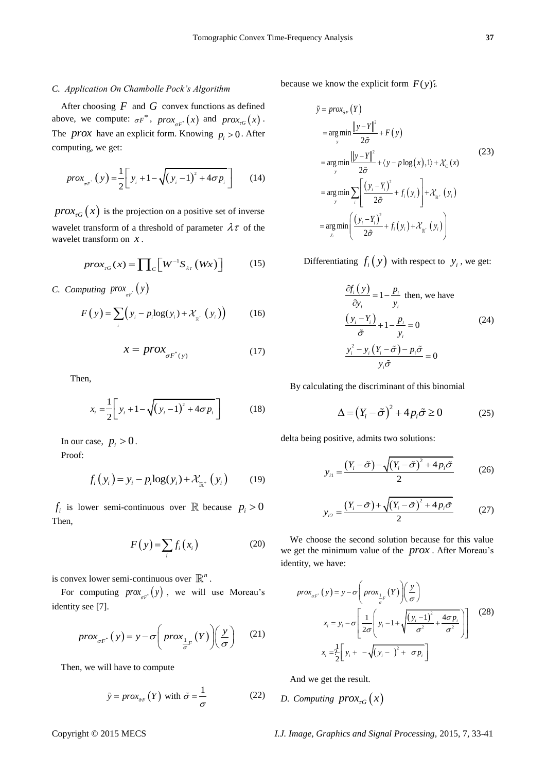### C. Application On Chambolle Pock's Algorithm

After choosing $F$ and $G$ convex functions as defined above, we compute: $\sigma F^*$, $prox_{\sigma F^*}(x)$ and $prox_{\tau G}(x)$. The $prox$ have an explicit form. Knowing $p_i > 0$. After computing, we get:

$$prox_{\sigma F^*}(y) = \frac{1}{2}\left[ y_i + 1 - \sqrt{(y_i - 1)^2 + 4\sigma p_i} \right] \quad (14)$$

$prox_{\tau G}(x)$ is the projection on a positive set of inverse wavelet transform of a threshold of parameter $\lambda\tau$ of the wavelet transform on $x$.

$$prox_{\tau G}(x) = \prod_C \left[ W^{-1} S_{\lambda\tau}(Wx) \right] \quad (15)$$

### C. Computing $prox_{\sigma F^*}(y)$

$$F(y) = \sum_i \left( y_i - p_i \log(y_i) + \mathcal{X}_{\mathbb{R}^+}(y_i) \right) \quad (16)$$

$$x = prox_{\sigma F^*(y)} \quad (17)$$

Then,

$$x_i = \frac{1}{2}\left[ y_i + 1 - \sqrt{(y_i - 1)^2 + 4\sigma p_i} \right] \quad (18)$$

In our case, $p_i > 0$.

Proof:

$$f_i(y_i) = y_i - p_i \log(y_i) + \mathcal{X}_{\mathbb{R}^+}(y_i) \quad (19)$$

$f_i$ is lower semi-continuous over $\mathbb{R}$ because $p_i > 0$ Then,

$$F(y) = \sum_i f_i(x_i) \quad (20)$$

is convex lower semi-continuous over $\mathbb{R}^n$.

For computing $prox_{\sigma F^*}(y)$, we will use Moreau's identity see [7].

$$prox_{\sigma F^*}(y) = y - \sigma\left( prox_{\frac{1}{\sigma}F}(Y) \right)\left( \frac{y}{\sigma} \right) \quad (21)$$

Then, we will have to compute

$$\tilde{y} = prox_{\tilde{\sigma}F}(Y) \text{ with } \tilde{\sigma} = \frac{1}{\sigma} \quad (22)$$

because we know the explicit form $F(y)$:

$$\begin{aligned}
\tilde{y} &= prox_{\tilde{\sigma}F}(Y) \\
&= \arg\min_y \frac{\|y - Y\|^2}{2\tilde{\sigma}} + F(y) \\
&= \arg\min_y \frac{\|y - Y\|^2}{2\tilde{\sigma}} + \langle y - p\log(x), 1 \rangle + \mathcal{X}_C(x) \\
&= \arg\min_y \sum_i \left[ \frac{(y_i - Y_i)^2}{2\tilde{\sigma}} + f_i(y_i) \right] + \mathcal{X}_{\mathbb{R}^+}(y_i) \\
&= \arg\min_{y_i} \left( \frac{(y_i - Y_i)^2}{2\tilde{\sigma}} + f_i(y_i) + \mathcal{X}_{\mathbb{R}^+}(y_i) \right)
\end{aligned} \quad (23)$$

Differentiating $f_i(y)$ with respect to $y_i$, we get:

$$\begin{aligned}
&\frac{\partial f_i(y)}{\partial y_i} = 1 - \frac{p_i}{y_i} \text{ then, we have} \\
&\frac{(y_i - Y_i)}{\tilde{\sigma}} + 1 - \frac{p_i}{y_i} = 0 \\
&\frac{y_i^2 - y_i(Y_i - \tilde{\sigma}) - p_i\tilde{\sigma}}{y_i\tilde{\sigma}} = 0
\end{aligned} \quad (24)$$

By calculating the discriminant of this binomial

$$\Delta = (Y_i - \tilde{\sigma})^2 + 4p_i\tilde{\sigma} \geq 0 \quad (25)$$

delta being positive, admits two solutions:

$$y_{i1} = \frac{(Y_i - \tilde{\sigma}) - \sqrt{(Y_i - \tilde{\sigma})^2 + 4p_i\tilde{\sigma}}}{2} \quad (26)$$

$$y_{i2} = \frac{(Y_i - \tilde{\sigma}) + \sqrt{(Y_i - \tilde{\sigma})^2 + 4p_i\tilde{\sigma}}}{2} \quad (27)$$

We choose the second solution because for this value we get the minimum value of the $prox$. After Moreau's identity, we have:

$$\begin{aligned}
&prox_{\sigma F^*}(y) = y - \sigma\left( prox_{\frac{1}{\sigma}F}(Y) \right)\left( \frac{y}{\sigma} \right) \\
&x_i = y_i - \sigma\left[ \frac{1}{2\sigma}\left( y_i - 1 + \sqrt{\frac{(y_i - 1)^2}{\sigma^2} + \frac{4\sigma p_i}{\sigma^2}} \right) \right] \\
&x_i = \frac{1}{2}\left[ y_i + 1 - \sqrt{(y_i - 1)^2 + 4\sigma p_i} \right]
\end{aligned} \quad (28)$$

And we get the result.

### D. Computing $prox_{\tau G}(x)$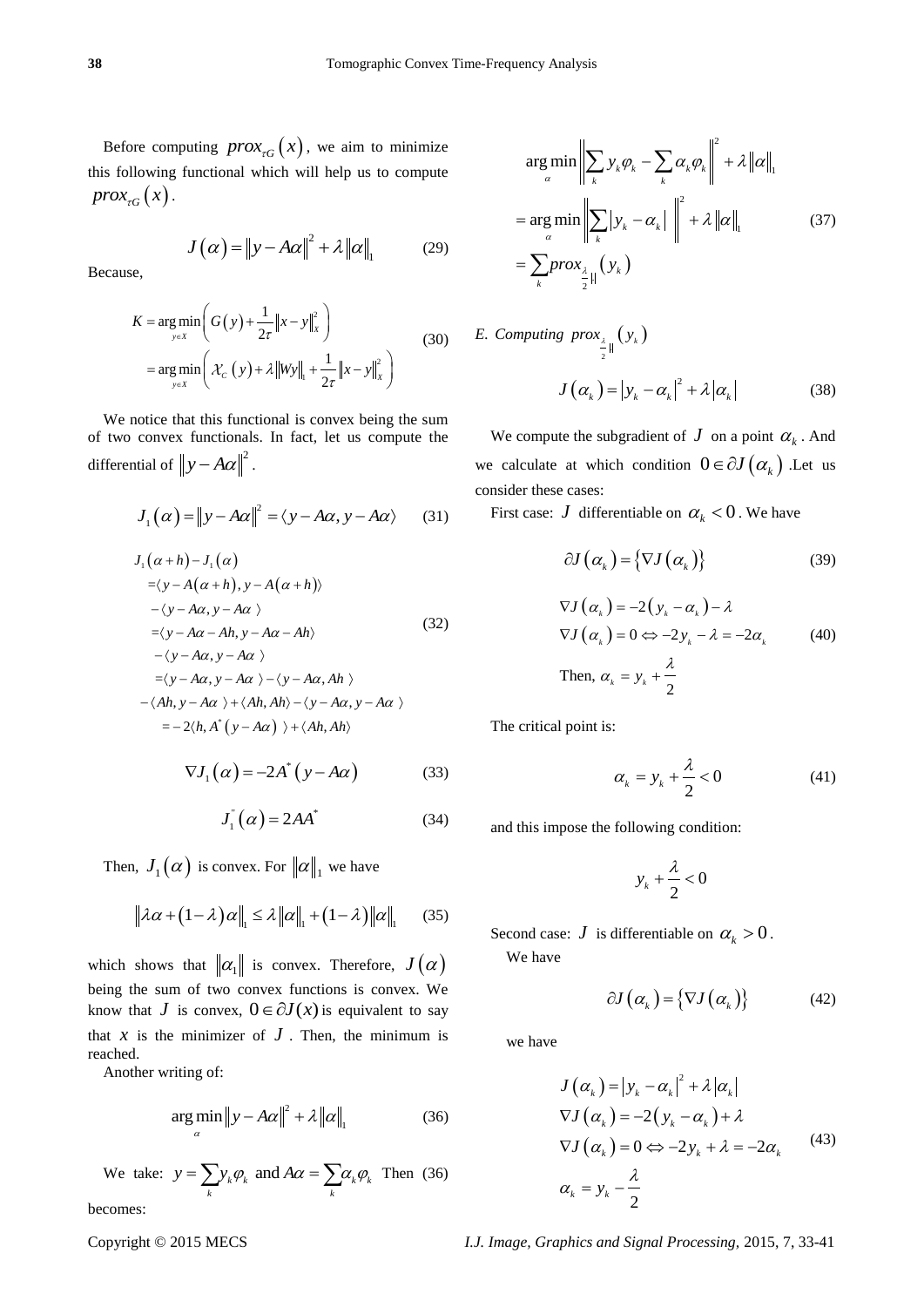Before computing $prox_{\tau G}(x)$, we aim to minimize this following functional which will help us to compute $prox_{\tau G}(x)$.

$$J(\alpha) = \|y - A\alpha\|^2 + \lambda \|\alpha\|_1 \tag{29}$$

Because,

$$\begin{aligned} K &= \arg\min_{y \in X} \left( G(y) + \frac{1}{2\tau} \|x - y\|_X^2 \right) \\ &= \arg\min_{y \in X} \left( \mathcal{X}_C(y) + \lambda \|Wy\|_1 + \frac{1}{2\tau} \|x - y\|_X^2 \right) \end{aligned} \tag{30}$$

We notice that this functional is convex being the sum of two convex functionals. In fact, let us compute the differential of $\|y - A\alpha\|^2$.

$$J_1(\alpha) = \|y - A\alpha\|^2 = \langle y - A\alpha, y - A\alpha \rangle \tag{31}$$

$$\begin{aligned} &J_1(\alpha + h) - J_1(\alpha) \\ &= \langle y - A(\alpha + h), y - A(\alpha + h) \rangle \\ &\quad - \langle y - A\alpha, y - A\alpha \rangle \\ &= \langle y - A\alpha - Ah, y - A\alpha - Ah \rangle \\ &\quad - \langle y - A\alpha, y - A\alpha \rangle \\ &= \langle y - A\alpha, y - A\alpha \rangle - \langle y - A\alpha, Ah \rangle \\ &- \langle Ah, y - A\alpha \rangle + \langle Ah, Ah \rangle - \langle y - A\alpha, y - A\alpha \rangle \\ &= -2\langle h, A^*(y - A\alpha) \rangle + \langle Ah, Ah \rangle \end{aligned} \tag{32}$$

$$\nabla J_1(\alpha) = -2A^*(y - A\alpha) \tag{33}$$

$$J_1''(\alpha) = 2AA^* \tag{34}$$

Then, $J_1(\alpha)$ is convex. For $\|\alpha\|_1$ we have

$$\|\lambda\alpha + (1-\lambda)\alpha\|_1 \le \lambda \|\alpha\|_1 + (1-\lambda)\|\alpha\|_1 \tag{35}$$

which shows that $\|\alpha_1\|$ is convex. Therefore, $J(\alpha)$ being the sum of two convex functions is convex. We know that $J$ is convex, $0 \in \partial J(x)$ is equivalent to say that $x$ is the minimizer of $J$. Then, the minimum is reached.

Another writing of:

$$\arg\min_{\alpha} \|y - A\alpha\|^2 + \lambda \|\alpha\|_1 \tag{36}$$

We take: $y = \sum_k y_k \varphi_k$ and $A\alpha = \sum_k \alpha_k \varphi_k$ Then (36) becomes:

$$\begin{aligned} &\arg\min_{\alpha} \left\| \sum_k y_k \varphi_k - \sum_k \alpha_k \varphi_k \right\|^2 + \lambda \|\alpha\|_1 \\ &= \arg\min_{\alpha} \left\| \sum_k |y_k - \alpha_k| \right\|^2 + \lambda \|\alpha\|_1 \\ &= \sum_k prox_{\frac{\lambda}{2}|\,|}(y_k) \end{aligned} \tag{37}$$

*E. Computing $prox_{\frac{\lambda}{2}|\,|}(y_k)$*

$$J(\alpha_k) = |y_k - \alpha_k|^2 + \lambda |\alpha_k| \tag{38}$$

We compute the subgradient of $J$ on a point $\alpha_k$. And we calculate at which condition $0 \in \partial J(\alpha_k)$. Let us consider these cases:

First case: $J$ differentiable on $\alpha_k < 0$. We have

$$\partial J(\alpha_k) = \{\nabla J(\alpha_k)\} \tag{39}$$

$$\begin{aligned} &\nabla J(\alpha_k) = -2(y_k - \alpha_k) - \lambda \\ &\nabla J(\alpha_k) = 0 \Leftrightarrow -2y_k - \lambda = -2\alpha_k \\ &\text{Then, } \alpha_k = y_k + \frac{\lambda}{2} \end{aligned} \tag{40}$$

The critical point is:

$$\alpha_k = y_k + \frac{\lambda}{2} < 0 \tag{41}$$

and this impose the following condition:

$$y_k + \frac{\lambda}{2} < 0$$

Second case: $J$ is differentiable on $\alpha_k > 0$.

We have

$$\partial J(\alpha_k) = \{\nabla J(\alpha_k)\} \tag{42}$$

we have

$$\begin{aligned} &J(\alpha_k) = |y_k - \alpha_k|^2 + \lambda |\alpha_k| \\ &\nabla J(\alpha_k) = -2(y_k - \alpha_k) + \lambda \\ &\nabla J(\alpha_k) = 0 \Leftrightarrow -2y_k + \lambda = -2\alpha_k \\ &\alpha_k = y_k - \frac{\lambda}{2} \end{aligned} \tag{43}$$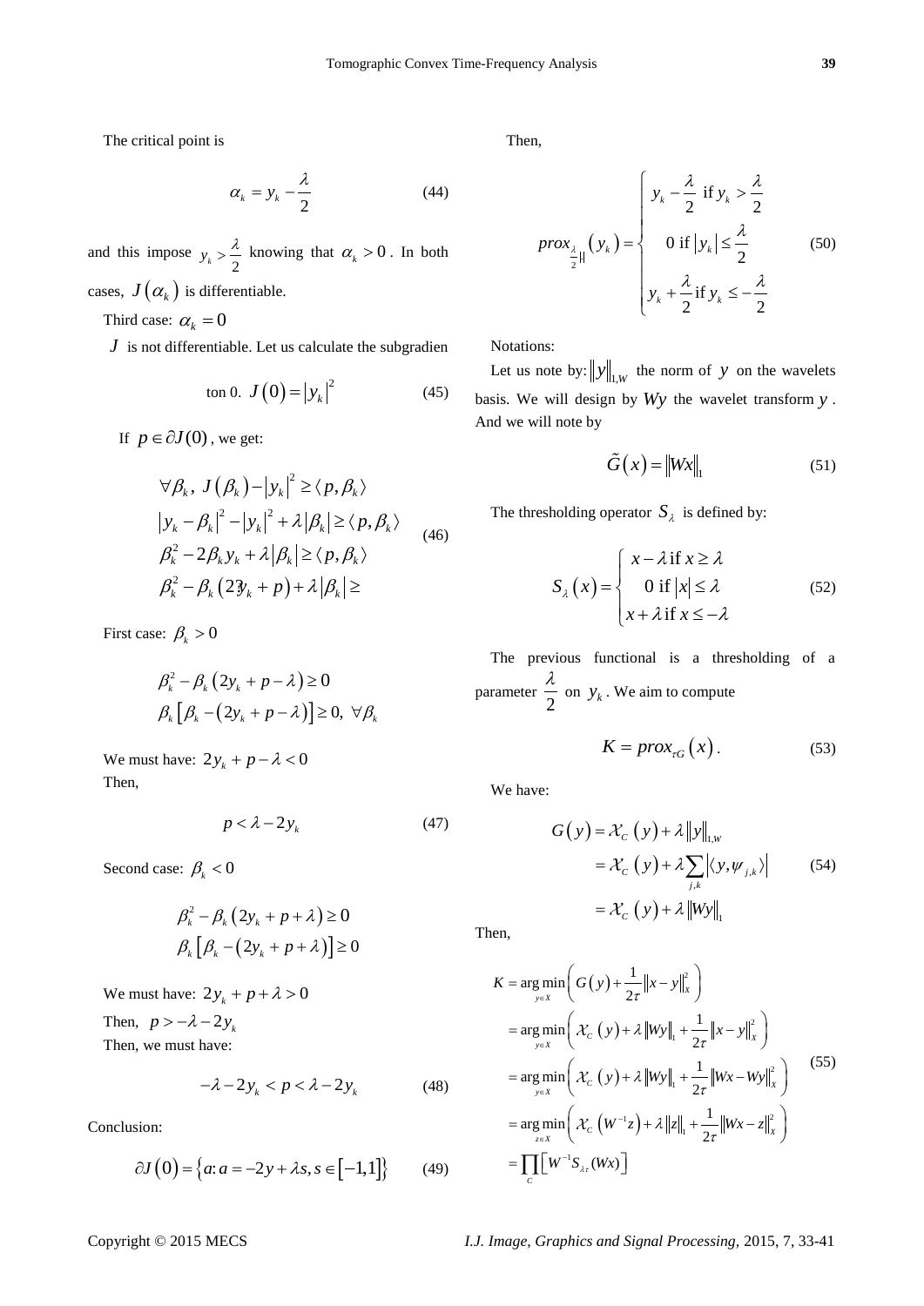The critical point is

$$\alpha_k = y_k - \frac{\lambda}{2} \tag{44}$$

and this impose $y_k > \frac{\lambda}{2}$ knowing that $\alpha_k > 0$. In both cases, $J(\alpha_k)$ is differentiable.

Third case: $\alpha_k = 0$

$J$ is not differentiable. Let us calculate the subgradien

$$\text{ton 0. } J(0) = |y_k|^2 \tag{45}$$

If $p \in \partial J(0)$, we get:

$$\begin{aligned} &\forall \beta_k,\ J(\beta_k) - |y_k|^2 \geq \langle p, \beta_k \rangle \\ &|y_k - \beta_k|^2 - |y_k|^2 + \lambda|\beta_k| \geq \langle p, \beta_k \rangle \\ &\beta_k^2 - 2\beta_k y_k + \lambda|\beta_k| \geq \langle p, \beta_k \rangle \\ &\beta_k^2 - \beta_k(2y_k + p) + \lambda|\beta_k| \geq \end{aligned} \tag{46}$$

First case: $\beta_k > 0$

$$\begin{aligned} &\beta_k^2 - \beta_k(2y_k + p - \lambda) \geq 0 \\ &\beta_k[\beta_k - (2y_k + p - \lambda)] \geq 0,\ \forall \beta_k \end{aligned}$$

We must have: $2y_k + p - \lambda < 0$

Then,

$$p < \lambda - 2y_k \tag{47}$$

Second case: $\beta_k < 0$

$$\begin{aligned} &\beta_k^2 - \beta_k(2y_k + p + \lambda) \geq 0 \\ &\beta_k[\beta_k - (2y_k + p + \lambda)] \geq 0 \end{aligned}$$

We must have: $2y_k + p + \lambda > 0$

Then, $p > -\lambda - 2y_k$

Then, we must have:

$$-\lambda - 2y_k < p < \lambda - 2y_k \tag{48}$$

Conclusion:

$$\partial J(0) = \{a\text{: } a = -2y + \lambda s, s \in [-1,1]\} \tag{49}$$

Then,

$$prox_{\frac{\lambda}{2}|\cdot|}(y_k) = \begin{cases} y_k - \frac{\lambda}{2} \text{ if } y_k > \frac{\lambda}{2} \\ 0 \text{ if } |y_k| \leq \frac{\lambda}{2} \\ y_k + \frac{\lambda}{2} \text{ if } y_k \leq -\frac{\lambda}{2} \end{cases} \tag{50}$$

Notations:

Let us note by: $\|y\|_{1,W}$ the norm of $y$ on the wavelets basis. We will design by $Wy$ the wavelet transform $y$. And we will note by

$$\tilde{G}(x) = \|Wx\|_1 \tag{51}$$

The thresholding operator $S_\lambda$ is defined by:

$$S_\lambda(x) = \begin{cases} x - \lambda \text{ if } x \geq \lambda \\ 0 \text{ if } |x| \leq \lambda \\ x + \lambda \text{ if } x \leq -\lambda \end{cases} \tag{52}$$

The previous functional is a thresholding of a parameter $\frac{\lambda}{2}$ on $y_k$. We aim to compute

$$K = prox_{\tau G}(x). \tag{53}$$

We have:

$$\begin{aligned} G(y) &= \mathcal{X}_C(y) + \lambda\|y\|_{1,W} \\ &= \mathcal{X}_C(y) + \lambda \sum_{j,k} |\langle y, \psi_{j,k} \rangle| \\ &= \mathcal{X}_C(y) + \lambda\|Wy\|_1 \end{aligned} \tag{54}$$

Then,

$$\begin{aligned} K &= \arg\min_{y \in X} \left( G(y) + \frac{1}{2\tau}\|x - y\|_X^2 \right) \\ &= \arg\min_{y \in X} \left( \mathcal{X}_C(y) + \lambda\|Wy\|_1 + \frac{1}{2\tau}\|x - y\|_X^2 \right) \\ &= \arg\min_{y \in X} \left( \mathcal{X}_C(y) + \lambda\|Wy\|_1 + \frac{1}{2\tau}\|Wx - Wy\|_X^2 \right) \\ &= \arg\min_{z \in X} \left( \mathcal{X}_C(W^{-1}z) + \lambda\|z\|_1 + \frac{1}{2\tau}\|Wx - z\|_X^2 \right) \\ &= \prod_C \left[ W^{-1} S_{\lambda\tau}(Wx) \right] \end{aligned} \tag{55}$$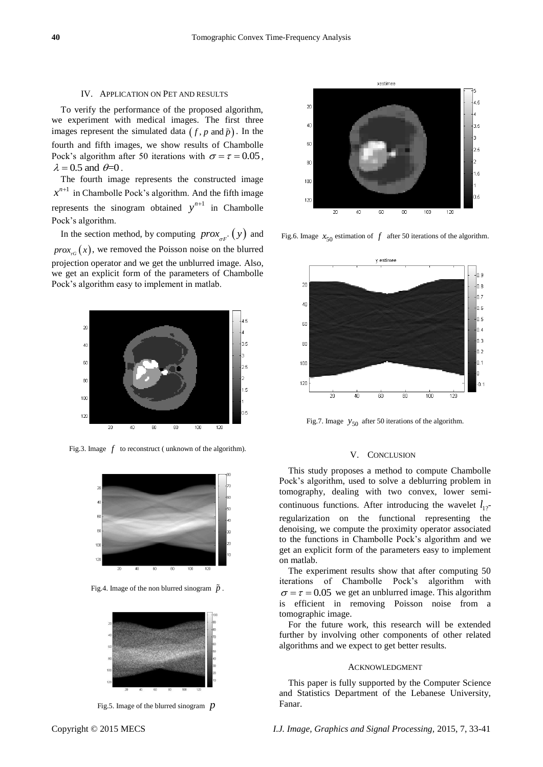## IV. Application on PET and Results

To verify the performance of the proposed algorithm, we experiment with medical images. The first three images represent the simulated data $(f, p \text{ and } \tilde{p})$. In the fourth and fifth images, we show results of Chambolle Pock's algorithm after 50 iterations with $\sigma = \tau = 0.05$, $\lambda = 0.5$ and $\theta$=0.

The fourth image represents the constructed image $x^{n+1}$ in Chambolle Pock's algorithm. And the fifth image represents the sinogram obtained $y^{n+1}$ in Chambolle Pock's algorithm.

In the section method, by computing $prox_{\sigma F^*}(y)$ and $prox_{\tau G}(x)$, we removed the Poisson noise on the blurred projection operator and we get the unblurred image. Also, we get an explicit form of the parameters of Chambolle Pock's algorithm easy to implement in matlab.

Fig.3. Image $f$ to reconstruct ( unknown of the algorithm).

Fig.4. Image of the non blurred sinogram $\tilde{p}$.

Fig.5. Image of the blurred sinogram $p$

Fig.6. Image $x_{50}$ estimation of $f$ after 50 iterations of the algorithm.

Fig.7. Image $y_{50}$ after 50 iterations of the algorithm.

## V. Conclusion

This study proposes a method to compute Chambolle Pock's algorithm, used to solve a deblurring problem in tomography, dealing with two convex, lower semi-continuous functions. After introducing the wavelet $l_{1?}$-regularization on the functional representing the denoising, we compute the proximity operator associated to the functions in Chambolle Pock's algorithm and we get an explicit form of the parameters easy to implement on matlab.

The experiment results show that after computing 50 iterations of Chambolle Pock's algorithm with $\sigma = \tau = 0.05$ we get an unblurred image. This algorithm is efficient in removing Poisson noise from a tomographic image.

For the future work, this research will be extended further by involving other components of other related algorithms and we expect to get better results.

### Acknowledgment

This paper is fully supported by the Computer Science and Statistics Department of the Lebanese University, Fanar.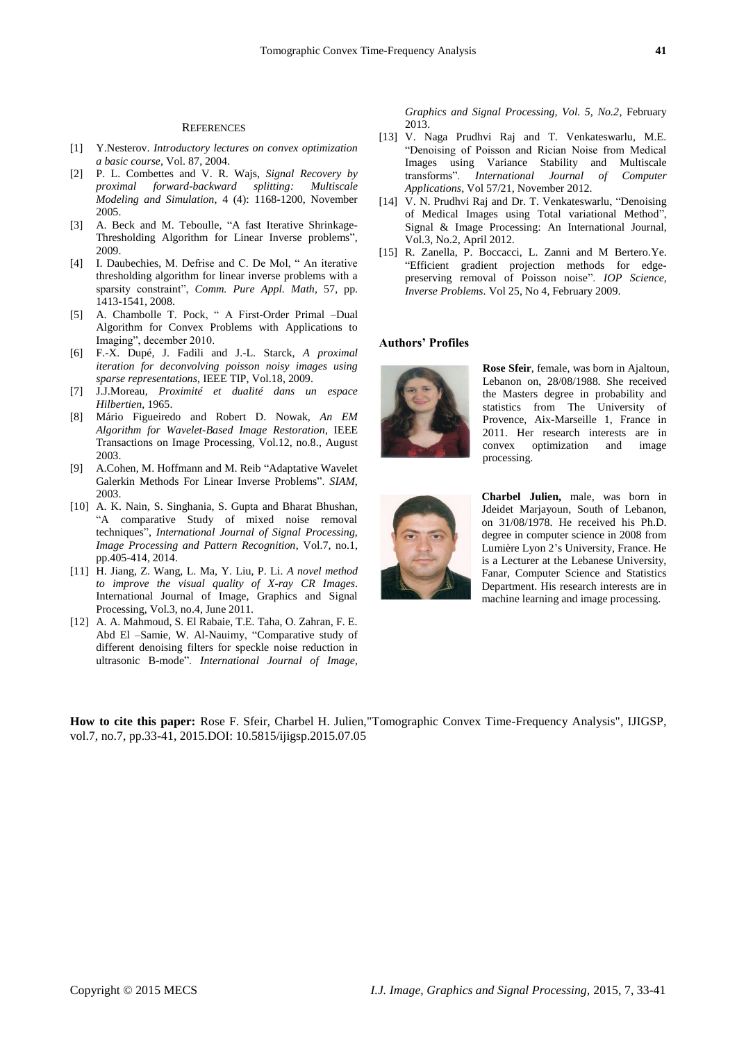## References

[1] Y.Nesterov. *Introductory lectures on convex optimization a basic course*, Vol. 87, 2004.

[2] P. L. Combettes and V. R. Wajs, *Signal Recovery by proximal forward-backward splitting: Multiscale Modeling and Simulation*, 4 (4): 1168-1200, November 2005.

[3] A. Beck and M. Teboulle, "A fast Iterative Shrinkage-Thresholding Algorithm for Linear Inverse problems", 2009.

[4] I. Daubechies, M. Defrise and C. De Mol, " An iterative thresholding algorithm for linear inverse problems with a sparsity constraint", *Comm. Pure Appl. Math*, 57, pp. 1413-1541, 2008.

[5] A. Chambolle T. Pock, " A First-Order Primal –Dual Algorithm for Convex Problems with Applications to Imaging", december 2010.

[6] F.-X. Dupé, J. Fadili and J.-L. Starck, *A proximal iteration for deconvolving poisson noisy images using sparse representations*, IEEE TIP, Vol.18, 2009.

[7] J.J.Moreau, *Proximité et dualité dans un espace Hilbertien*, 1965.

[8] Mário Figueiredo and Robert D. Nowak, *An EM Algorithm for Wavelet-Based Image Restoration*, IEEE Transactions on Image Processing, Vol.12, no.8., August 2003.

[9] A.Cohen, M. Hoffmann and M. Reib "Adaptative Wavelet Galerkin Methods For Linear Inverse Problems". *SIAM*, 2003.

[10] A. K. Nain, S. Singhania, S. Gupta and Bharat Bhushan, "A comparative Study of mixed noise removal techniques", *International Journal of Signal Processing, Image Processing and Pattern Recognition*, Vol.7, no.1, pp.405-414, 2014.

[11] H. Jiang, Z. Wang, L. Ma, Y. Liu, P. Li. *A novel method to improve the visual quality of X-ray CR Images*. International Journal of Image, Graphics and Signal Processing, Vol.3, no.4, June 2011.

[12] A. A. Mahmoud, S. El Rabaie, T.E. Taha, O. Zahran, F. E. Abd El –Samie, W. Al-Nauimy, "Comparative study of different denoising filters for speckle noise reduction in ultrasonic B-mode". *International Journal of Image, Graphics and Signal Processing, Vol. 5, No.2*, February 2013.

[13] V. Naga Prudhvi Raj and T. Venkateswarlu, M.E. "Denoising of Poisson and Rician Noise from Medical Images using Variance Stability and Multiscale transforms". *International Journal of Computer Applications*, Vol 57/21, November 2012.

[14] V. N. Prudhvi Raj and Dr. T. Venkateswarlu, "Denoising of Medical Images using Total variational Method", Signal & Image Processing: An International Journal, Vol.3, No.2, April 2012.

[15] R. Zanella, P. Boccacci, L. Zanni and M Bertero.Ye. "Efficient gradient projection methods for edge-preserving removal of Poisson noise". *IOP Science, Inverse Problems*. Vol 25, No 4, February 2009.

### Authors' Profiles

**Rose Sfeir**, female, was born in Ajaltoun, Lebanon on, 28/08/1988. She received the Masters degree in probability and statistics from The University of Provence, Aix-Marseille 1, France in 2011. Her research interests are in convex optimization and image processing.

**Charbel Julien,** male, was born in Jdeidet Marjayoun, South of Lebanon, on 31/08/1978. He received his Ph.D. degree in computer science in 2008 from Lumière Lyon 2's University, France. He is a Lecturer at the Lebanese University, Fanar, Computer Science and Statistics Department. His research interests are in machine learning and image processing.

**How to cite this paper:** Rose F. Sfeir, Charbel H. Julien,"Tomographic Convex Time-Frequency Analysis", IJIGSP, vol.7, no.7, pp.33-41, 2015.DOI: 10.5815/ijigsp.2015.07.05